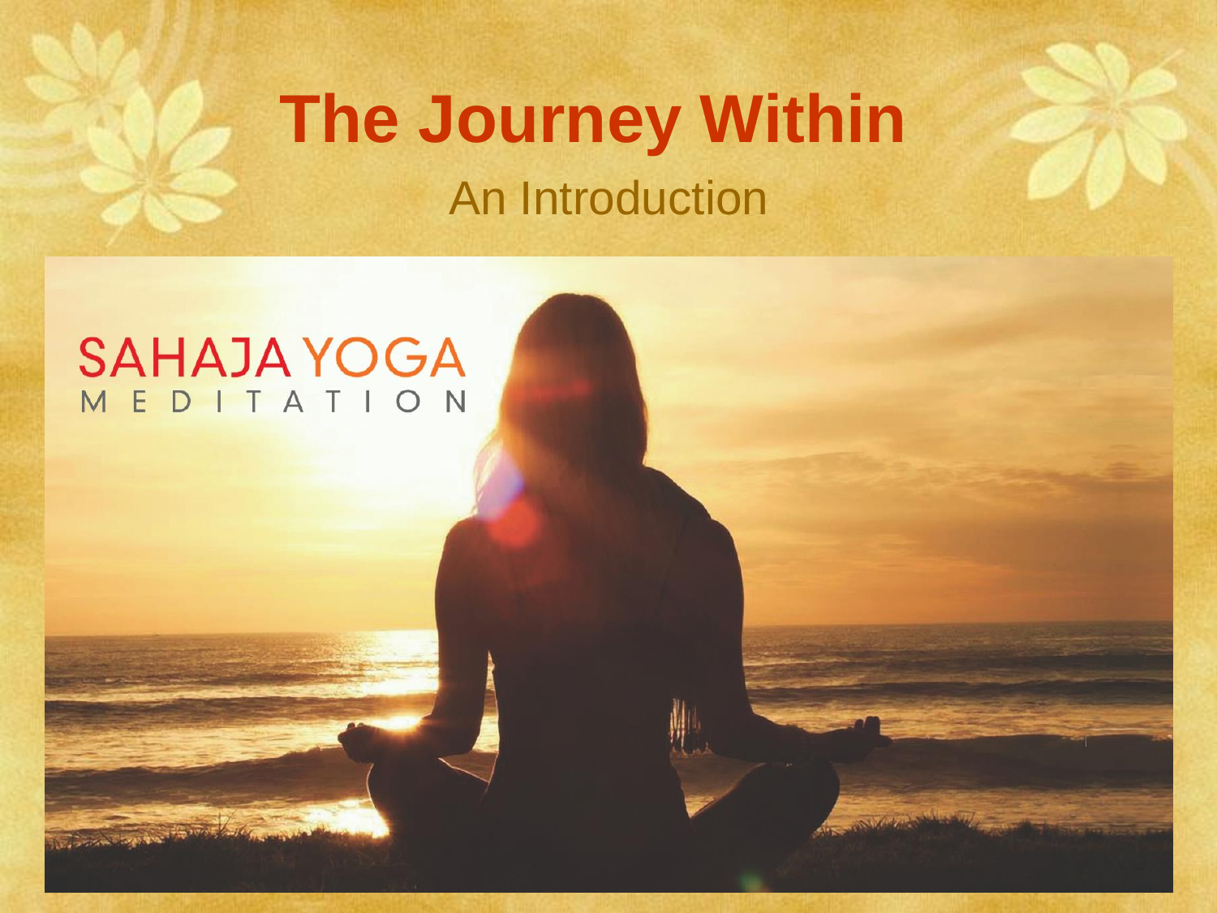# The Journey Within

An Introduction

SAHAJA YOGA
MEDITATION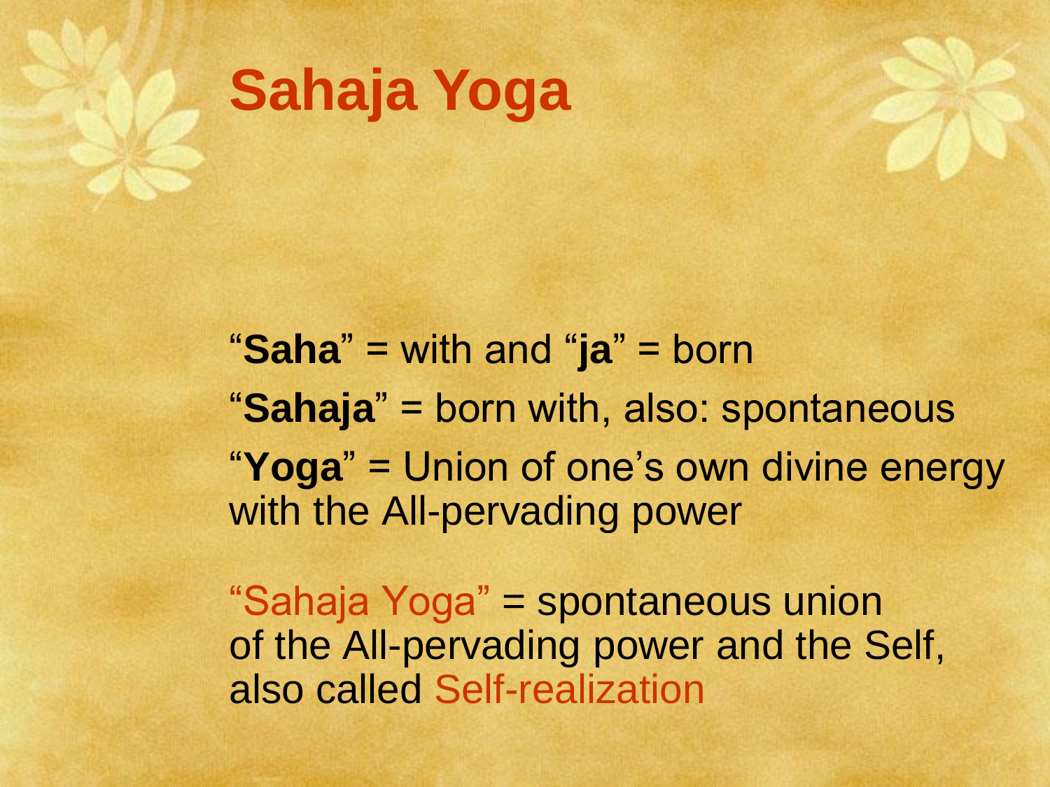# Sahaja Yoga

"**Saha**" = with and "**ja**" = born

"**Sahaja**" = born with, also: spontaneous

"**Yoga**" = Union of one's own divine energy with the All-pervading power

"Sahaja Yoga" = spontaneous union of the All-pervading power and the Self, also called Self-realization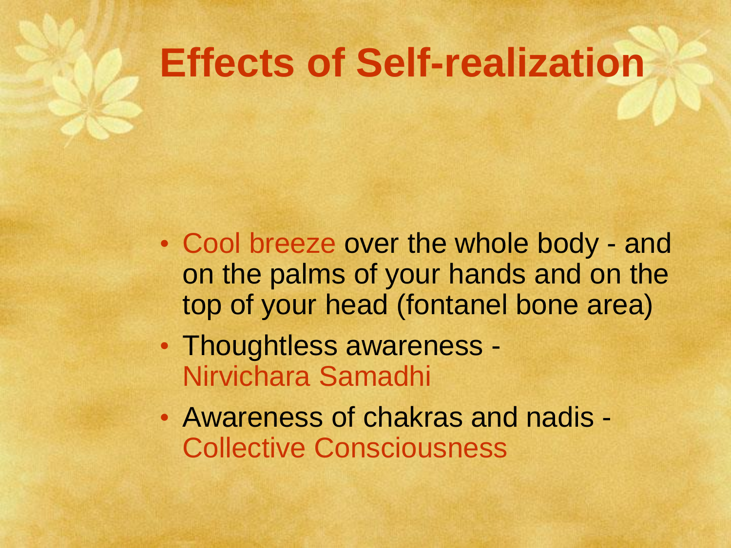# Effects of Self-realization

- Cool breeze over the whole body - and on the palms of your hands and on the top of your head (fontanel bone area)
- Thoughtless awareness - Nirvichara Samadhi
- Awareness of chakras and nadis - Collective Consciousness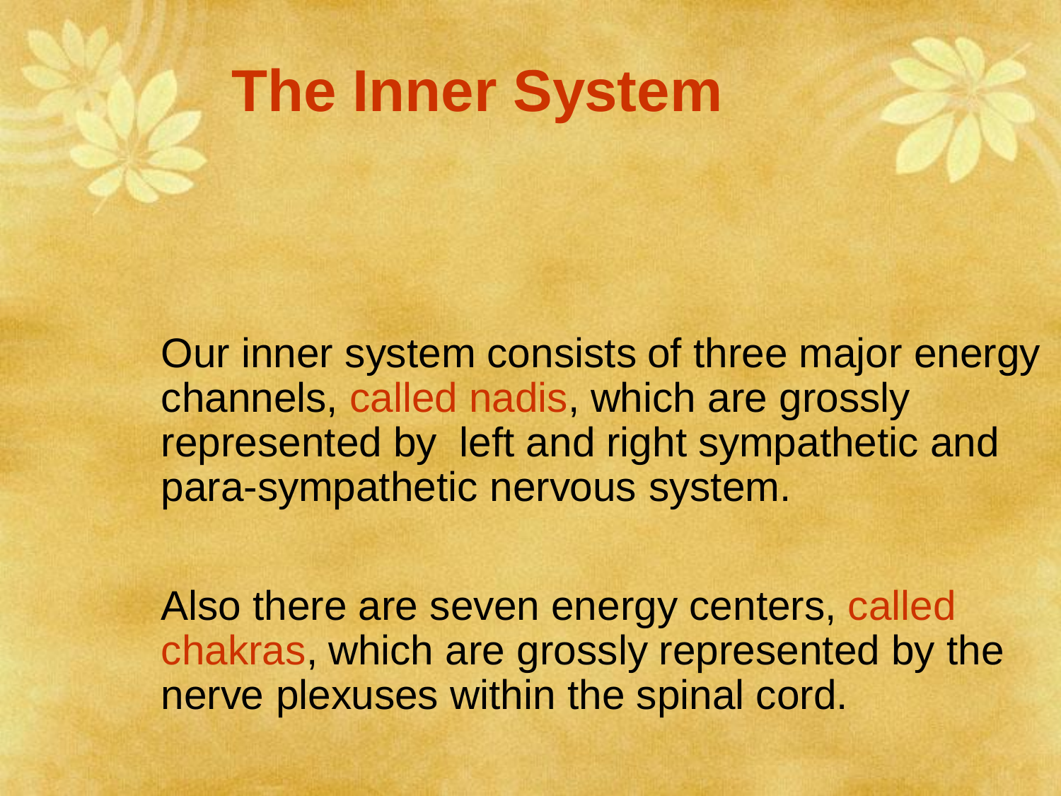# The Inner System

Our inner system consists of three major energy channels, called nadis, which are grossly represented by left and right sympathetic and para-sympathetic nervous system.

Also there are seven energy centers, called chakras, which are grossly represented by the nerve plexuses within the spinal cord.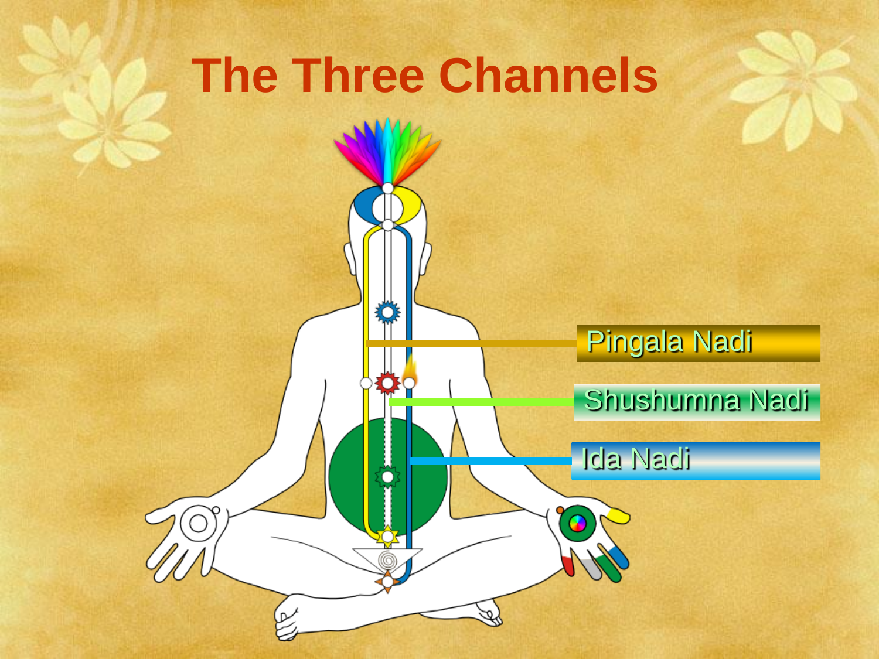# The Three Channels

Pingala Nadi

Shushumna Nadi

Ida Nadi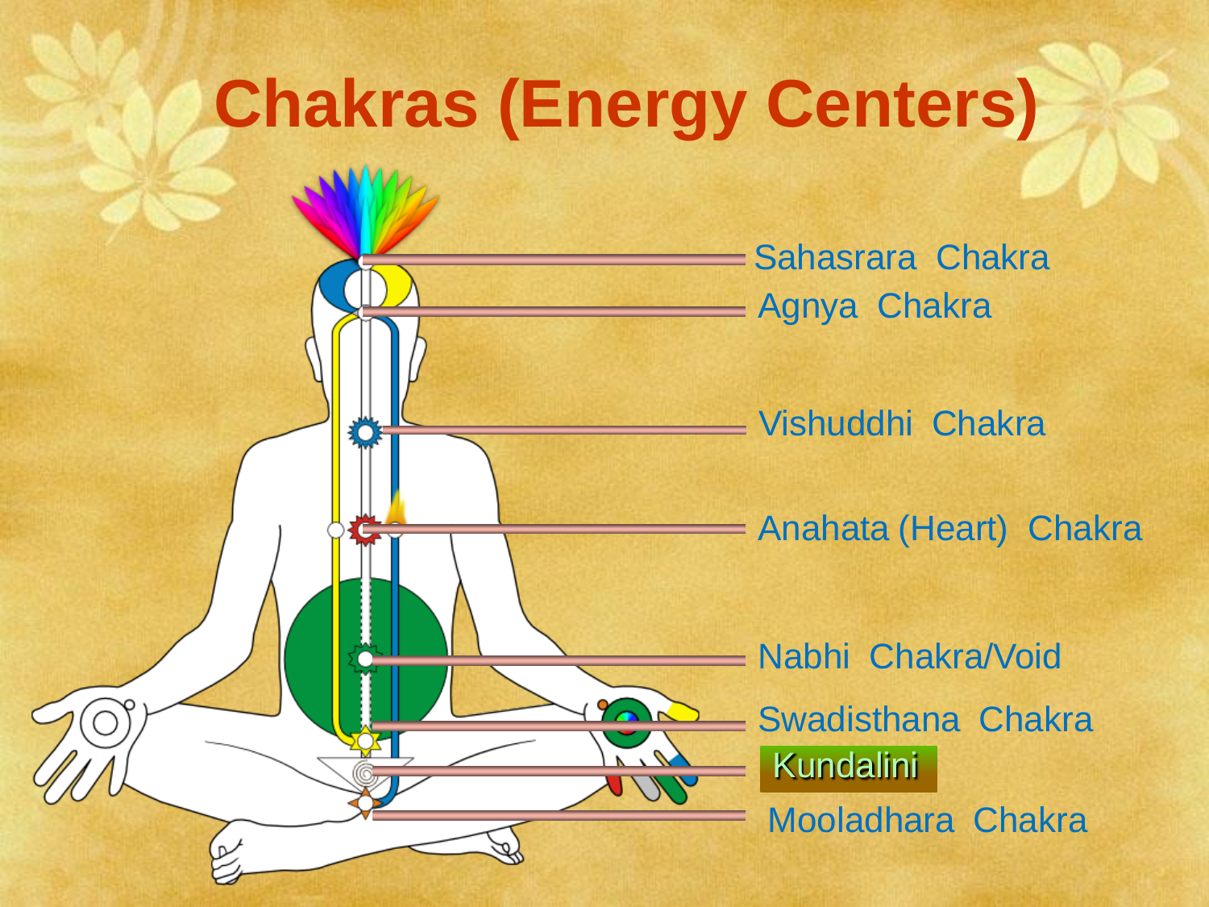# Chakras (Energy Centers)

- Sahasrara Chakra
- Agnya Chakra
- Vishuddhi Chakra
- Anahata (Heart) Chakra
- Nabhi Chakra/Void
- Swadisthana Chakra
- Kundalini
- Mooladhara Chakra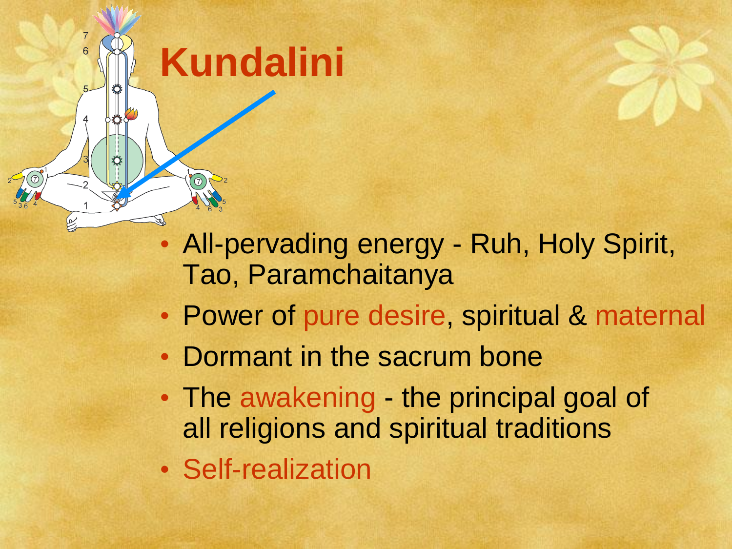# Kundalini

- All-pervading energy - Ruh, Holy Spirit, Tao, Paramchaitanya
- Power of pure desire, spiritual & maternal
- Dormant in the sacrum bone
- The awakening - the principal goal of all religions and spiritual traditions
- Self-realization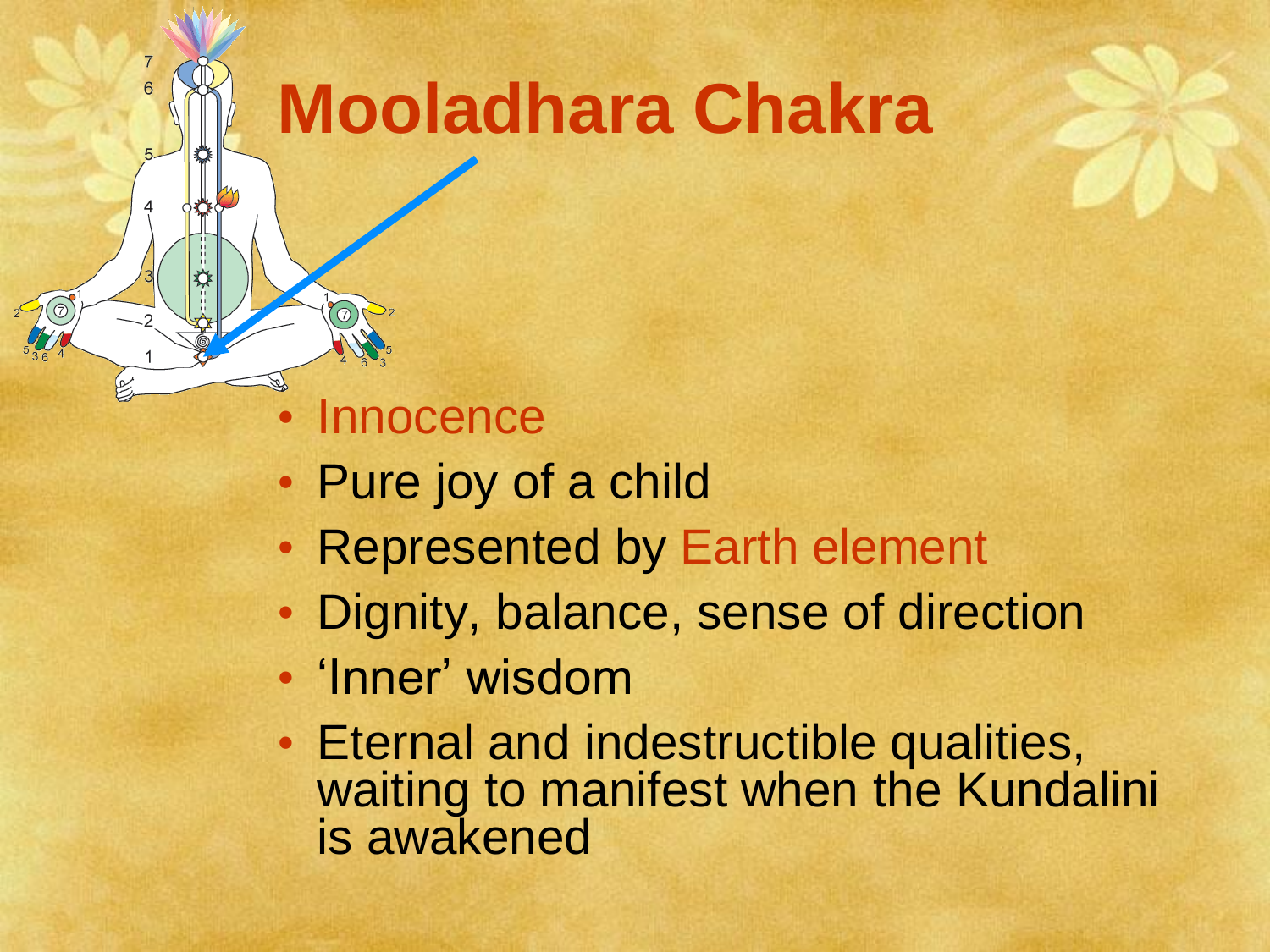# Mooladhara Chakra

- Innocence
- Pure joy of a child
- Represented by Earth element
- Dignity, balance, sense of direction
- 'Inner' wisdom
- Eternal and indestructible qualities, waiting to manifest when the Kundalini is awakened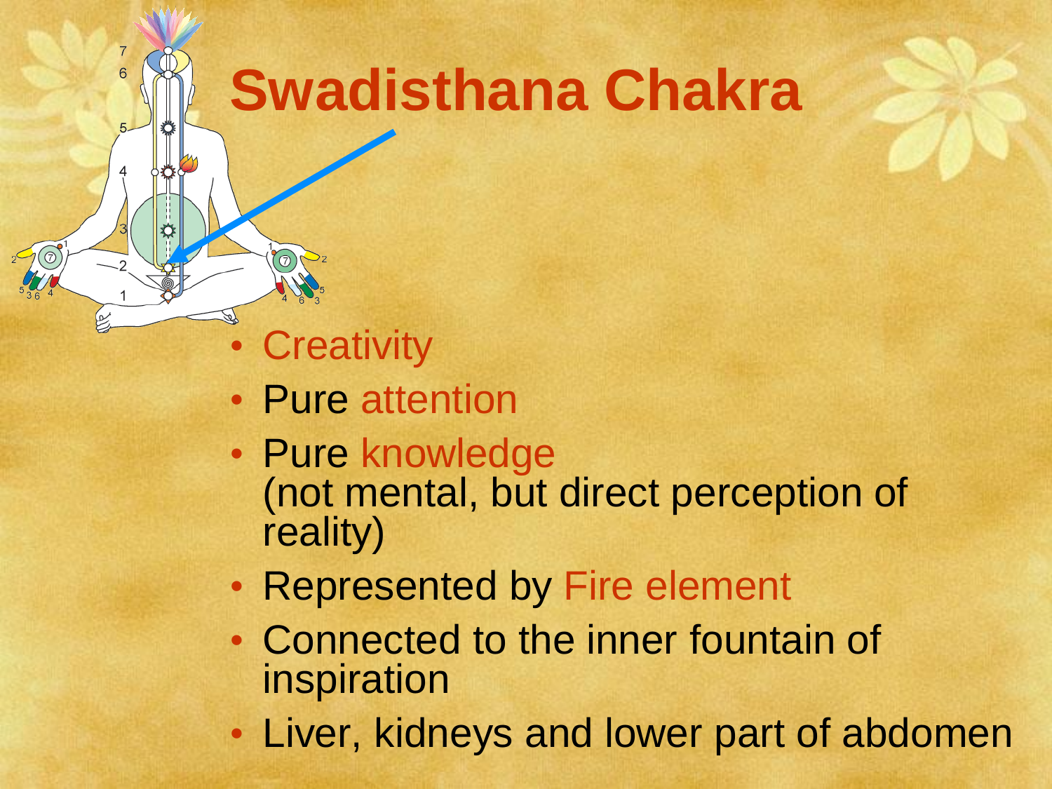# Swadisthana Chakra

- Creativity
- Pure attention
- Pure knowledge
  (not mental, but direct perception of reality)
- Represented by Fire element
- Connected to the inner fountain of inspiration
- Liver, kidneys and lower part of abdomen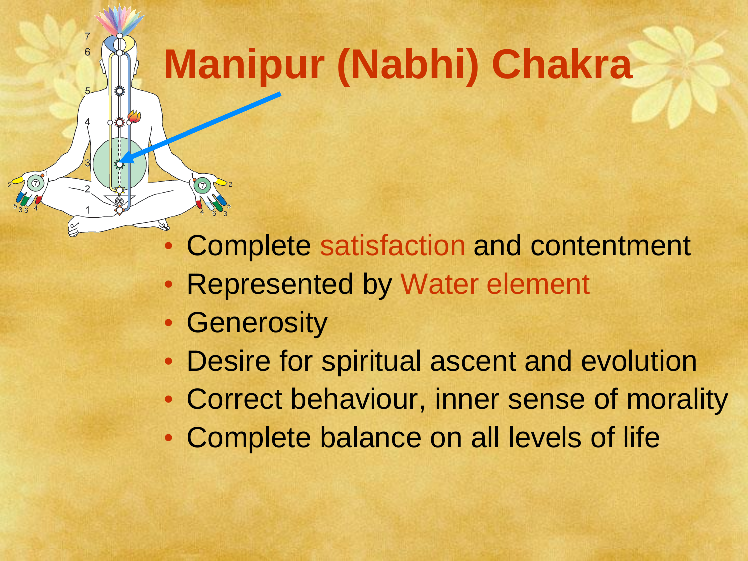# Manipur (Nabhi) Chakra

- Complete satisfaction and contentment
- Represented by Water element
- Generosity
- Desire for spiritual ascent and evolution
- Correct behaviour, inner sense of morality
- Complete balance on all levels of life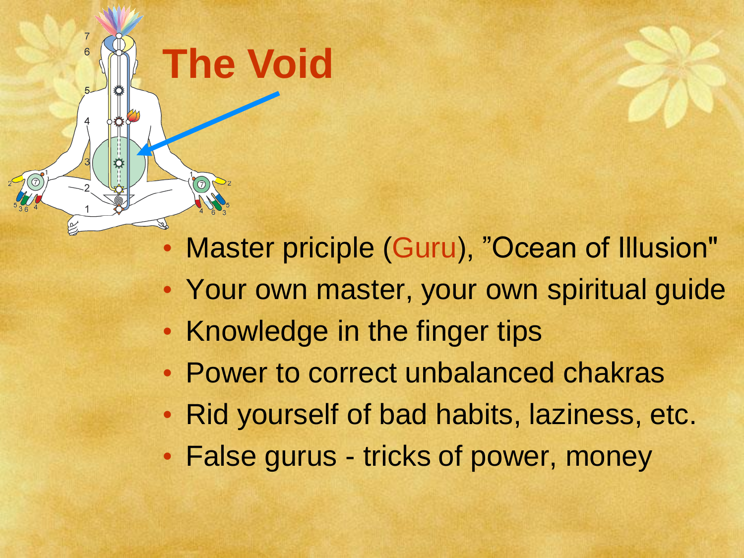# The Void

- Master priciple (Guru), "Ocean of Illusion"
- Your own master, your own spiritual guide
- Knowledge in the finger tips
- Power to correct unbalanced chakras
- Rid yourself of bad habits, laziness, etc.
- False gurus - tricks of power, money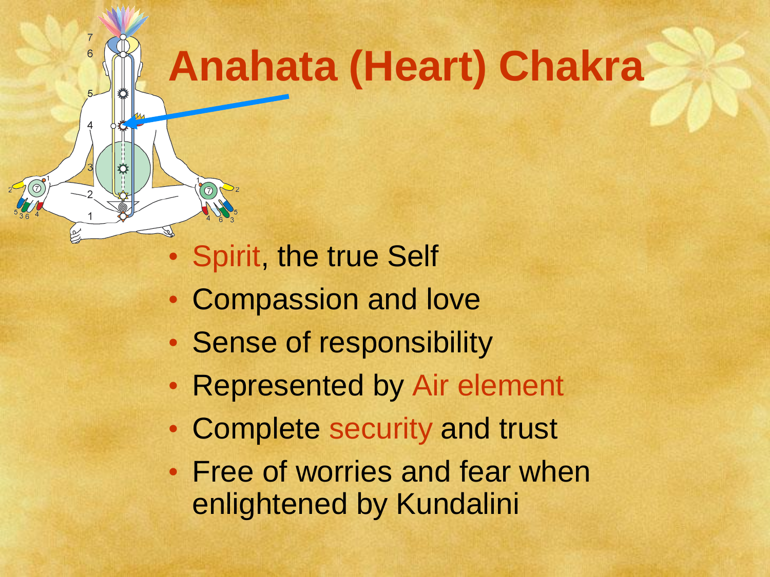# Anahata (Heart) Chakra

- Spirit, the true Self
- Compassion and love
- Sense of responsibility
- Represented by Air element
- Complete security and trust
- Free of worries and fear when enlightened by Kundalini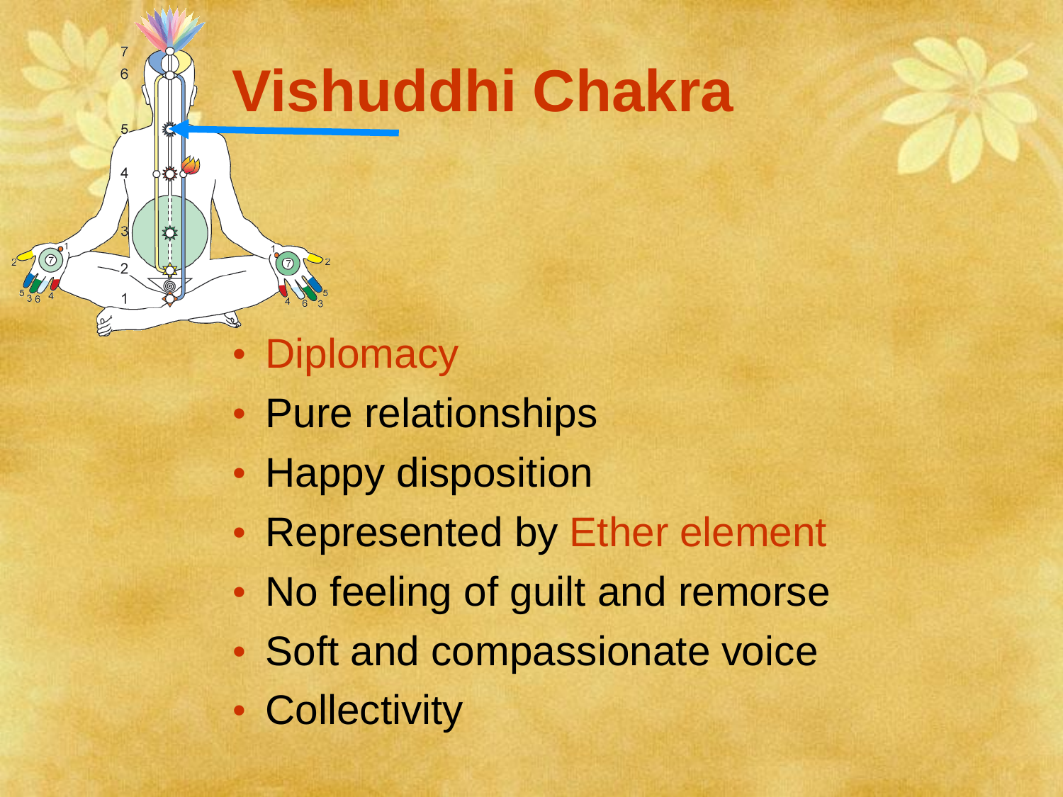# Vishuddhi Chakra

- Diplomacy
- Pure relationships
- Happy disposition
- Represented by Ether element
- No feeling of guilt and remorse
- Soft and compassionate voice
- Collectivity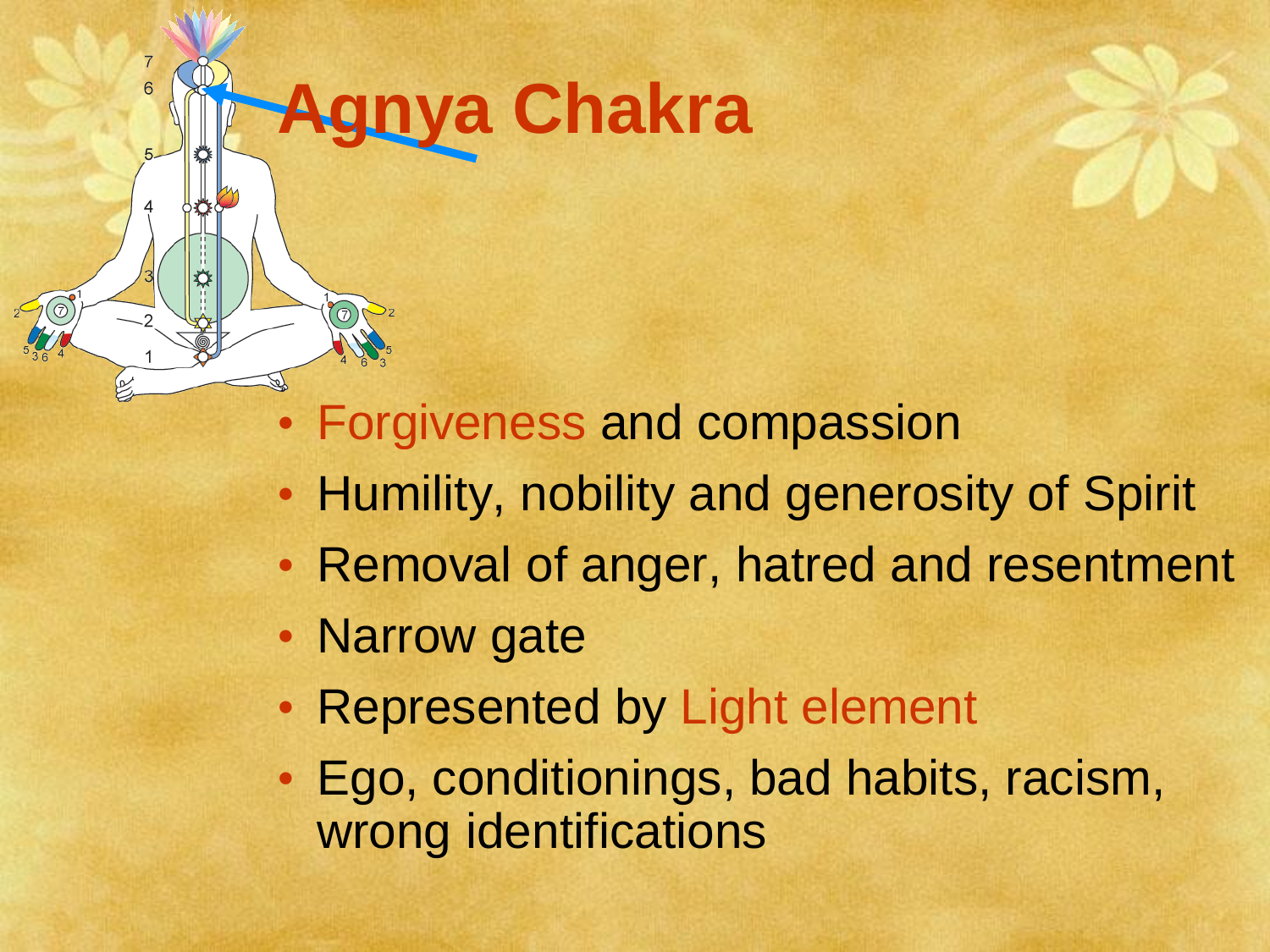# Agnya Chakra

- Forgiveness and compassion
- Humility, nobility and generosity of Spirit
- Removal of anger, hatred and resentment
- Narrow gate
- Represented by Light element
- Ego, conditionings, bad habits, racism, wrong identifications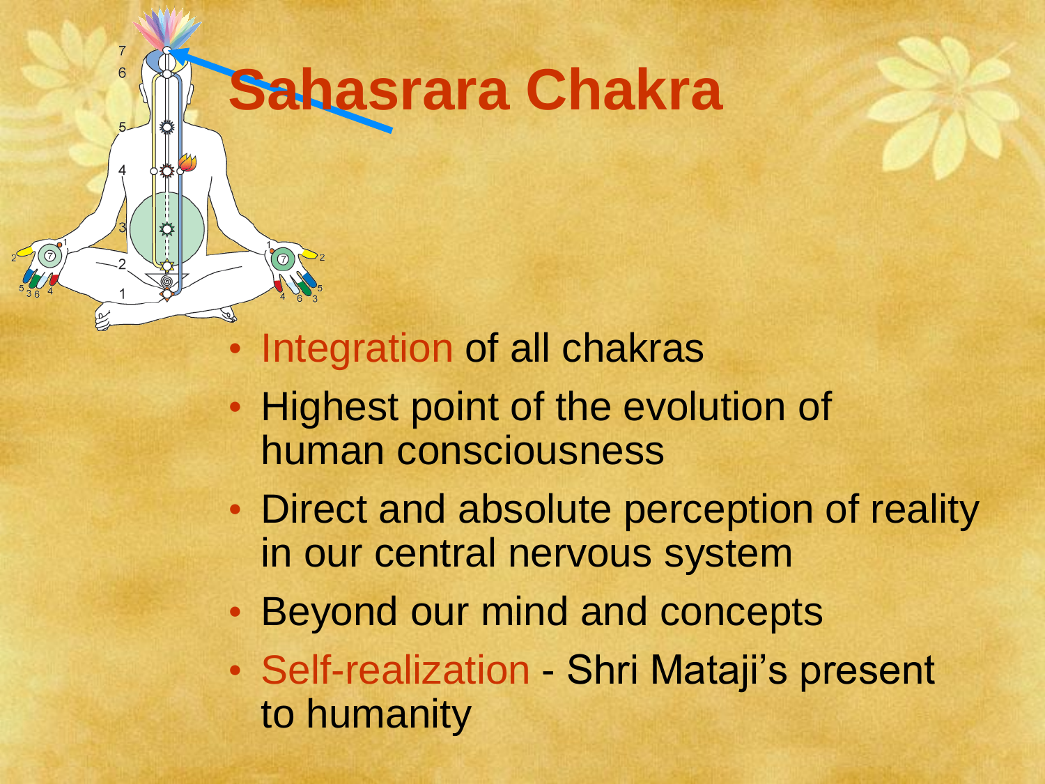# Sahasrara Chakra

- Integration of all chakras
- Highest point of the evolution of human consciousness
- Direct and absolute perception of reality in our central nervous system
- Beyond our mind and concepts
- Self-realization - Shri Mataji's present to humanity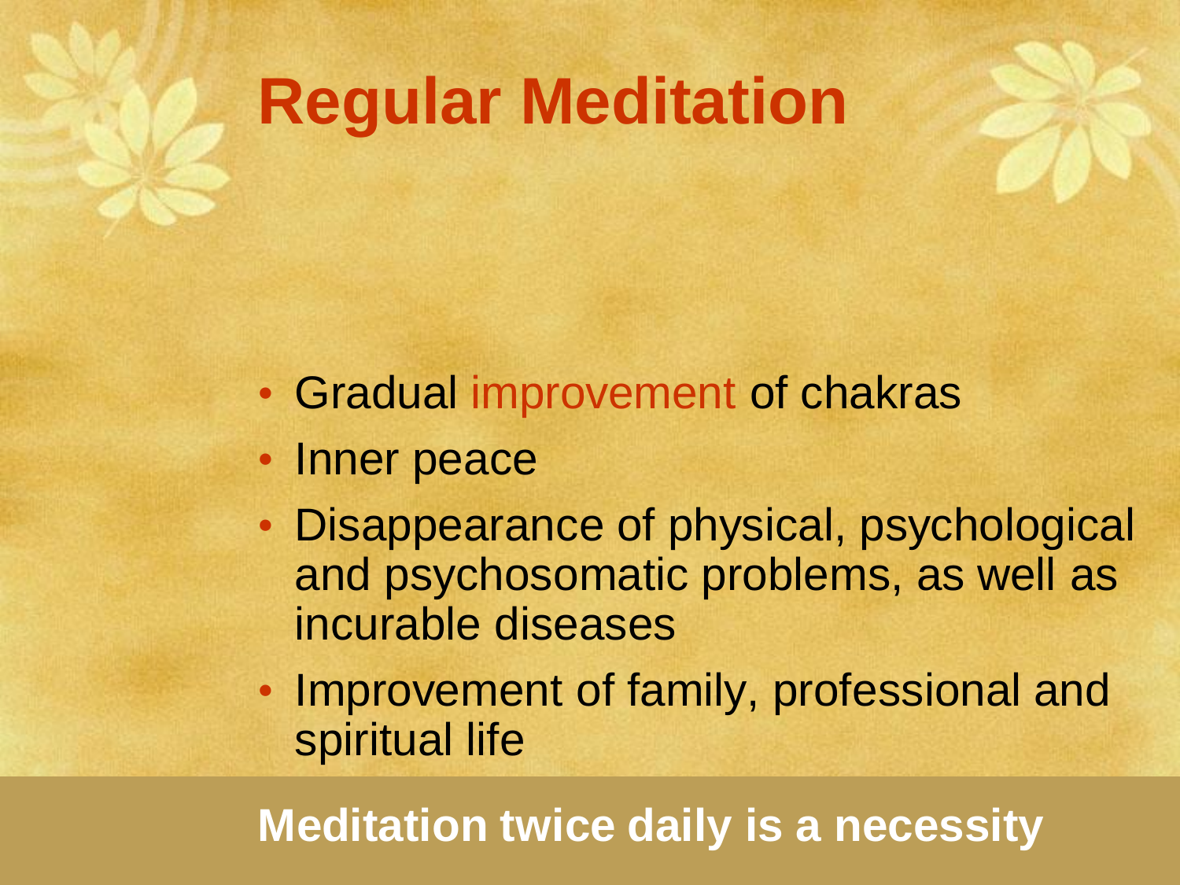# Regular Meditation

- Gradual improvement of chakras
- Inner peace
- Disappearance of physical, psychological and psychosomatic problems, as well as incurable diseases
- Improvement of family, professional and spiritual life

**Meditation twice daily is a necessity**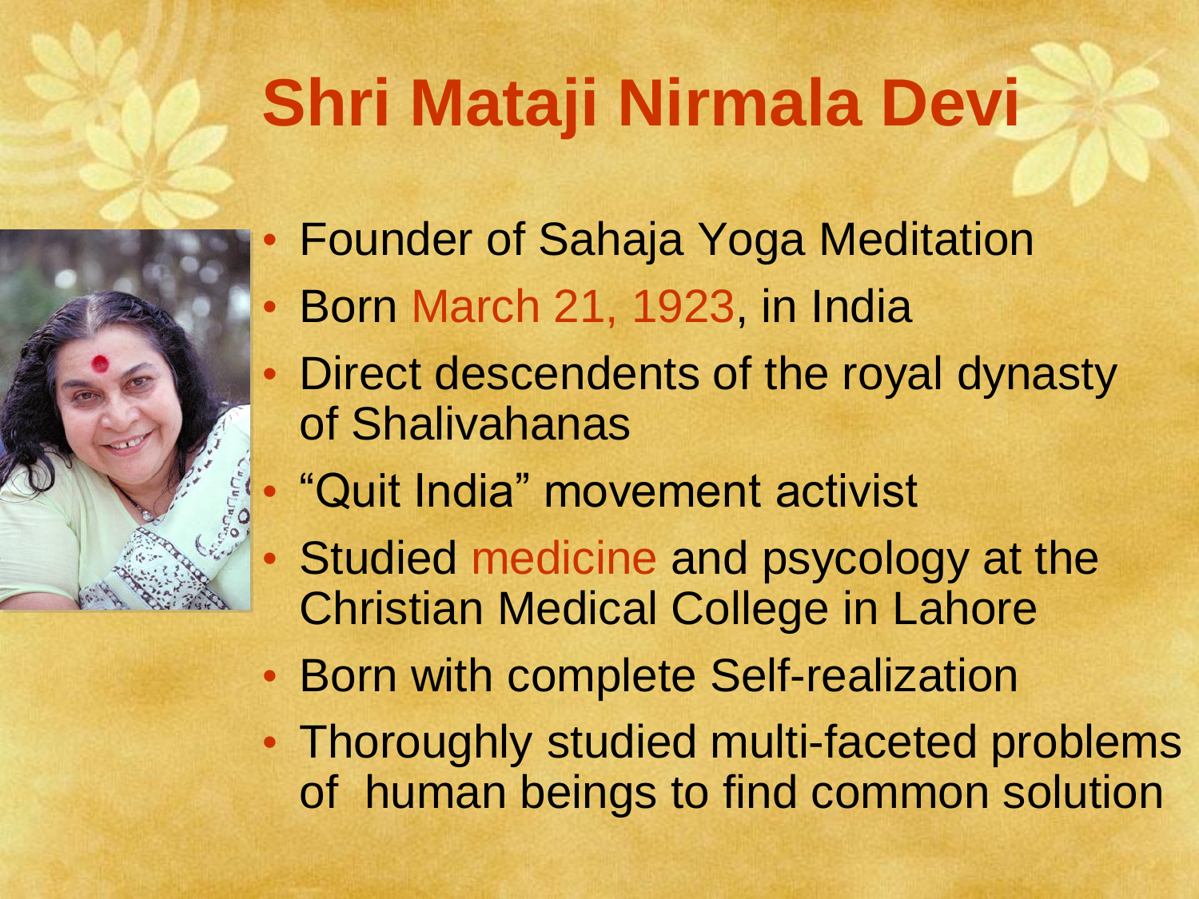# Shri Mataji Nirmala Devi

- Founder of Sahaja Yoga Meditation
- Born March 21, 1923, in India
- Direct descendents of the royal dynasty of Shalivahanas
- “Quit India” movement activist
- Studied medicine and psycology at the Christian Medical College in Lahore
- Born with complete Self-realization
- Thoroughly studied multi-faceted problems of human beings to find common solution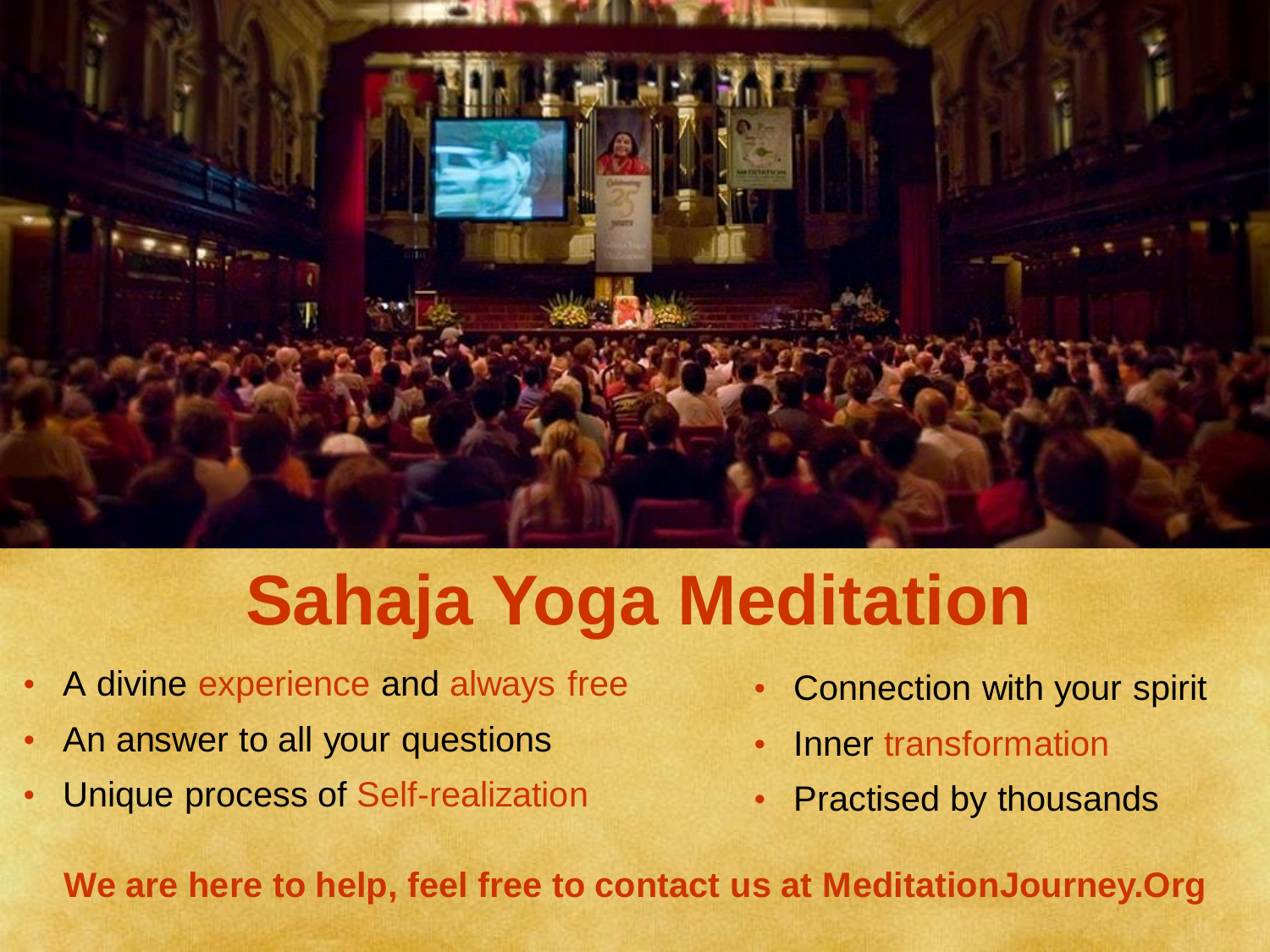# Sahaja Yoga Meditation

- A divine experience and always free
- An answer to all your questions
- Unique process of Self-realization
- Connection with your spirit
- Inner transformation
- Practised by thousands

**We are here to help, feel free to contact us at MeditationJourney.Org**